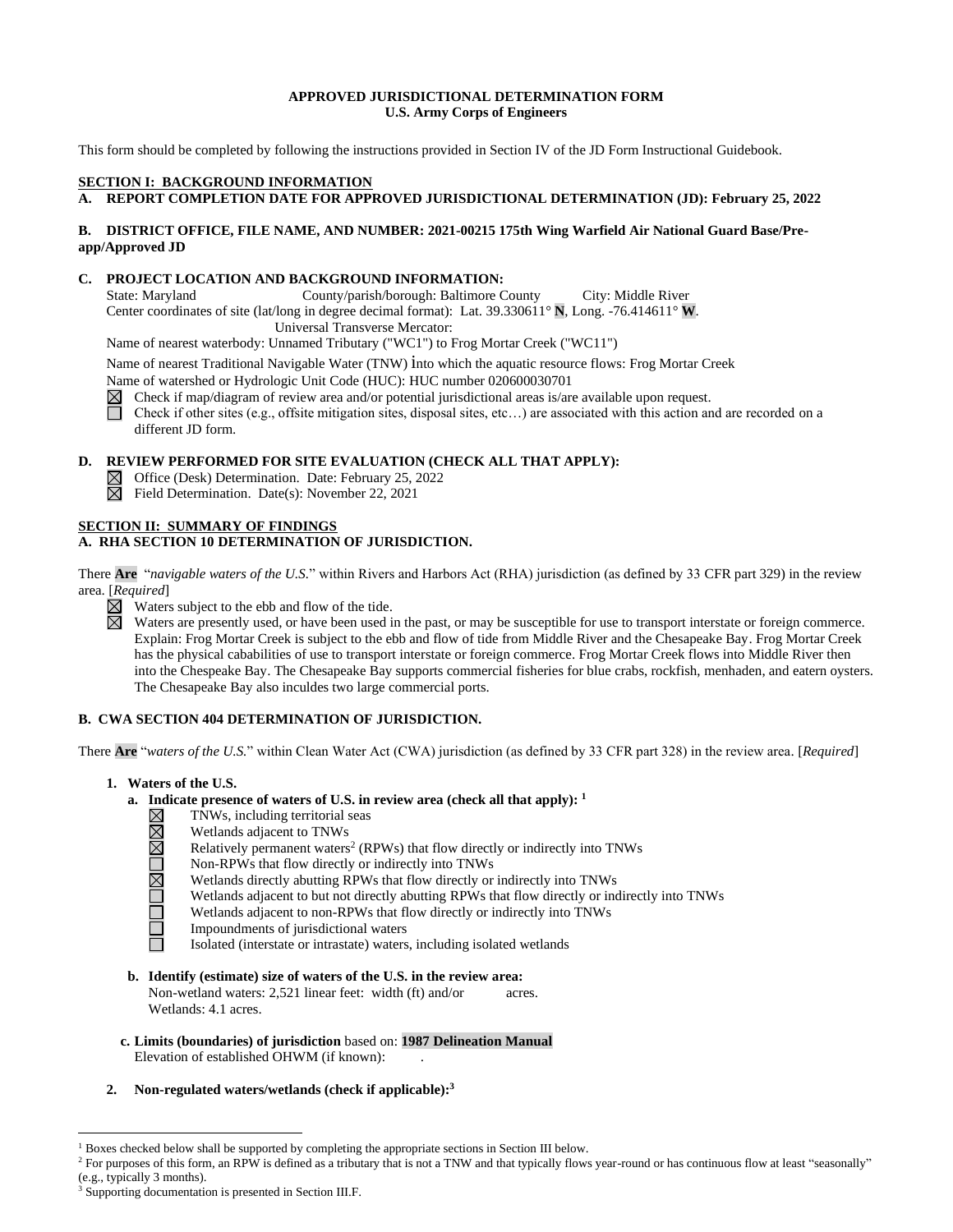**APPROVED JURISDICTIONAL DETERMINATION FORM**
**U.S. Army Corps of Engineers**

This form should be completed by following the instructions provided in Section IV of the JD Form Instructional Guidebook.

**SECTION I: BACKGROUND INFORMATION**

**A. REPORT COMPLETION DATE FOR APPROVED JURISDICTIONAL DETERMINATION (JD): February 25, 2022**

**B. DISTRICT OFFICE, FILE NAME, AND NUMBER: 2021-00215 175th Wing Warfield Air National Guard Base/Pre-app/Approved JD**

**C. PROJECT LOCATION AND BACKGROUND INFORMATION:**

State: Maryland County/parish/borough: Baltimore County City: Middle River
Center coordinates of site (lat/long in degree decimal format): Lat. 39.330611° **N**, Long. -76.414611° **W**.
Universal Transverse Mercator:
Name of nearest waterbody: Unnamed Tributary ("WC1") to Frog Mortar Creek ("WC11")

Name of nearest Traditional Navigable Water (TNW) into which the aquatic resource flows: Frog Mortar Creek
Name of watershed or Hydrologic Unit Code (HUC): HUC number 020600030701

☒ Check if map/diagram of review area and/or potential jurisdictional areas is/are available upon request.
☐ Check if other sites (e.g., offsite mitigation sites, disposal sites, etc…) are associated with this action and are recorded on a different JD form.

**D. REVIEW PERFORMED FOR SITE EVALUATION (CHECK ALL THAT APPLY):**

☒ Office (Desk) Determination. Date: February 25, 2022
☒ Field Determination. Date(s): November 22, 2021

**SECTION II: SUMMARY OF FINDINGS**

**A. RHA SECTION 10 DETERMINATION OF JURISDICTION.**

There **Are** "*navigable waters of the U.S.*" within Rivers and Harbors Act (RHA) jurisdiction (as defined by 33 CFR part 329) in the review area. [*Required*]

☒ Waters subject to the ebb and flow of the tide.
☒ Waters are presently used, or have been used in the past, or may be susceptible for use to transport interstate or foreign commerce. Explain: Frog Mortar Creek is subject to the ebb and flow of tide from Middle River and the Chesapeake Bay. Frog Mortar Creek has the physical cababilities of use to transport interstate or foreign commerce. Frog Mortar Creek flows into Middle River then into the Chespeake Bay. The Chesapeake Bay supports commercial fisheries for blue crabs, rockfish, menhaden, and eatern oysters. The Chesapeake Bay also inculdes two large commercial ports.

**B. CWA SECTION 404 DETERMINATION OF JURISDICTION.**

There **Are** "*waters of the U.S.*" within Clean Water Act (CWA) jurisdiction (as defined by 33 CFR part 328) in the review area. [*Required*]

**1. Waters of the U.S.**

**a. Indicate presence of waters of U.S. in review area (check all that apply):** [1]

☒ TNWs, including territorial seas
☒ Wetlands adjacent to TNWs
☒ Relatively permanent waters[2] (RPWs) that flow directly or indirectly into TNWs
☐ Non-RPWs that flow directly or indirectly into TNWs
☒ Wetlands directly abutting RPWs that flow directly or indirectly into TNWs
☐ Wetlands adjacent to but not directly abutting RPWs that flow directly or indirectly into TNWs
☐ Wetlands adjacent to non-RPWs that flow directly or indirectly into TNWs
☐ Impoundments of jurisdictional waters
☐ Isolated (interstate or intrastate) waters, including isolated wetlands

**b. Identify (estimate) size of waters of the U.S. in the review area:**
Non-wetland waters: 2,521 linear feet: width (ft) and/or acres.
Wetlands: 4.1 acres.

**c. Limits (boundaries) of jurisdiction** based on: **1987 Delineation Manual**
Elevation of established OHWM (if known): .

**2. Non-regulated waters/wetlands (check if applicable):**[3]

---

[1] Boxes checked below shall be supported by completing the appropriate sections in Section III below.
[2] For purposes of this form, an RPW is defined as a tributary that is not a TNW and that typically flows year-round or has continuous flow at least "seasonally" (e.g., typically 3 months).
[3] Supporting documentation is presented in Section III.F.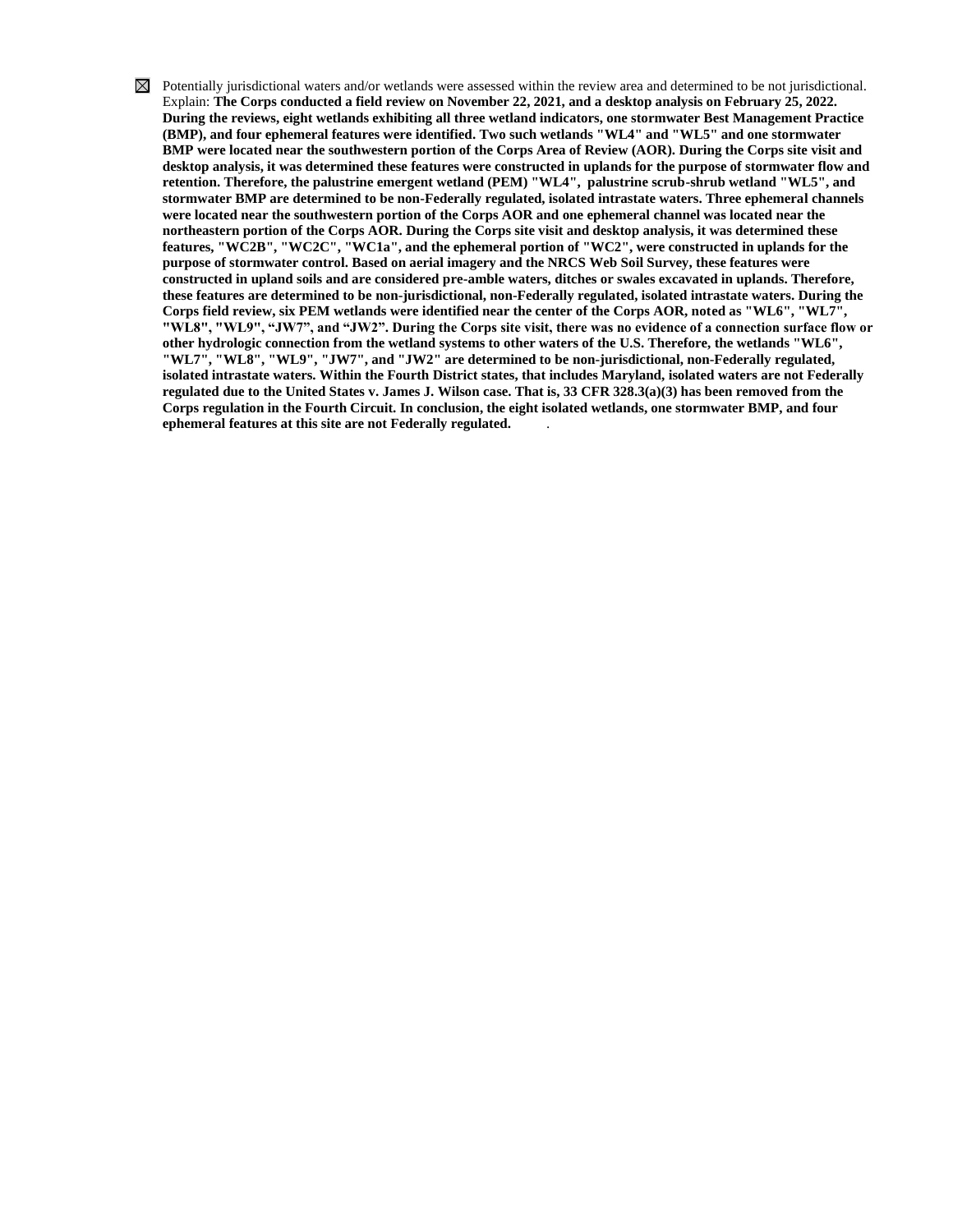☒ Potentially jurisdictional waters and/or wetlands were assessed within the review area and determined to be not jurisdictional. Explain: **The Corps conducted a field review on November 22, 2021, and a desktop analysis on February 25, 2022. During the reviews, eight wetlands exhibiting all three wetland indicators, one stormwater Best Management Practice (BMP), and four ephemeral features were identified. Two such wetlands "WL4" and "WL5" and one stormwater BMP were located near the southwestern portion of the Corps Area of Review (AOR). During the Corps site visit and desktop analysis, it was determined these features were constructed in uplands for the purpose of stormwater flow and retention. Therefore, the palustrine emergent wetland (PEM) "WL4", palustrine scrub-shrub wetland "WL5", and stormwater BMP are determined to be non-Federally regulated, isolated intrastate waters. Three ephemeral channels were located near the southwestern portion of the Corps AOR and one ephemeral channel was located near the northeastern portion of the Corps AOR. During the Corps site visit and desktop analysis, it was determined these features, "WC2B", "WC2C", "WC1a", and the ephemeral portion of "WC2", were constructed in uplands for the purpose of stormwater control. Based on aerial imagery and the NRCS Web Soil Survey, these features were constructed in upland soils and are considered pre-amble waters, ditches or swales excavated in uplands. Therefore, these features are determined to be non-jurisdictional, non-Federally regulated, isolated intrastate waters. During the Corps field review, six PEM wetlands were identified near the center of the Corps AOR, noted as "WL6", "WL7", "WL8", "WL9", "JW7", and "JW2". During the Corps site visit, there was no evidence of a connection surface flow or other hydrologic connection from the wetland systems to other waters of the U.S. Therefore, the wetlands "WL6", "WL7", "WL8", "WL9", "JW7", and "JW2" are determined to be non-jurisdictional, non-Federally regulated, isolated intrastate waters. Within the Fourth District states, that includes Maryland, isolated waters are not Federally regulated due to the United States v. James J. Wilson case. That is, 33 CFR 328.3(a)(3) has been removed from the Corps regulation in the Fourth Circuit. In conclusion, the eight isolated wetlands, one stormwater BMP, and four ephemeral features at this site are not Federally regulated.** .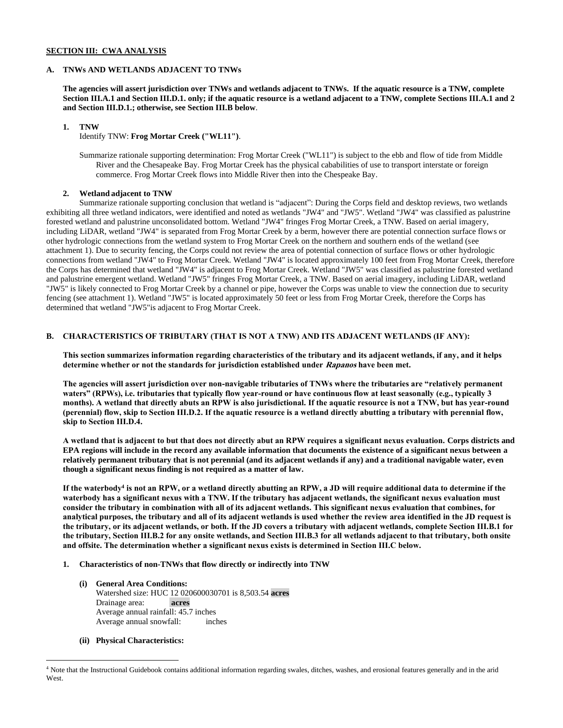**SECTION III: CWA ANALYSIS**

**A. TNWs AND WETLANDS ADJACENT TO TNWs**

**The agencies will assert jurisdiction over TNWs and wetlands adjacent to TNWs. If the aquatic resource is a TNW, complete Section III.A.1 and Section III.D.1. only; if the aquatic resource is a wetland adjacent to a TNW, complete Sections III.A.1 and 2 and Section III.D.1.; otherwise, see Section III.B below**.

**1. TNW**

Identify TNW: **Frog Mortar Creek ("WL11")**.

Summarize rationale supporting determination: Frog Mortar Creek ("WL11") is subject to the ebb and flow of tide from Middle River and the Chesapeake Bay. Frog Mortar Creek has the physical cabailities of use to transport interstate or foreign commerce. Frog Mortar Creek flows into Middle River then into the Chespeake Bay.

**2. Wetland adjacent to TNW**

Summarize rationale supporting conclusion that wetland is "adjacent": During the Corps field and desktop reviews, two wetlands exhibiting all three wetland indicators, were identified and noted as wetlands "JW4" and "JW5". Wetland "JW4" was classified as palustrine forested wetland and palustrine unconsolidated bottom. Wetland "JW4" fringes Frog Mortar Creek, a TNW. Based on aerial imagery, including LiDAR, wetland "JW4" is separated from Frog Mortar Creek by a berm, however there are potential connection surface flows or other hydrologic connections from the wetland system to Frog Mortar Creek on the northern and southern ends of the wetland (see attachment 1). Due to security fencing, the Corps could not review the area of potential connection of surface flows or other hydrologic connections from wetland "JW4" to Frog Mortar Creek. Wetland "JW4" is located approximately 100 feet from Frog Mortar Creek, therefore the Corps has determined that wetland "JW4" is adjacent to Frog Mortar Creek. Wetland "JW5" was classified as palustrine forested wetland and palustrine emergent wetland. Wetland "JW5" fringes Frog Mortar Creek, a TNW. Based on aerial imagery, including LiDAR, wetland "JW5" is likely connected to Frog Mortar Creek by a channel or pipe, however the Corps was unable to view the connection due to security fencing (see attachment 1). Wetland "JW5" is located approximately 50 feet or less from Frog Mortar Creek, therefore the Corps has determined that wetland "JW5"is adjacent to Frog Mortar Creek.

**B. CHARACTERISTICS OF TRIBUTARY (THAT IS NOT A TNW) AND ITS ADJACENT WETLANDS (IF ANY):**

**This section summarizes information regarding characteristics of the tributary and its adjacent wetlands, if any, and it helps determine whether or not the standards for jurisdiction established under *Rapanos* have been met.**

**The agencies will assert jurisdiction over non-navigable tributaries of TNWs where the tributaries are "relatively permanent waters" (RPWs), i.e. tributaries that typically flow year-round or have continuous flow at least seasonally (e.g., typically 3 months). A wetland that directly abuts an RPW is also jurisdictional. If the aquatic resource is not a TNW, but has year-round (perennial) flow, skip to Section III.D.2. If the aquatic resource is a wetland directly abutting a tributary with perennial flow, skip to Section III.D.4.**

**A wetland that is adjacent to but that does not directly abut an RPW requires a significant nexus evaluation. Corps districts and EPA regions will include in the record any available information that documents the existence of a significant nexus between a relatively permanent tributary that is not perennial (and its adjacent wetlands if any) and a traditional navigable water, even though a significant nexus finding is not required as a matter of law.**

**If the waterbody[4] is not an RPW, or a wetland directly abutting an RPW, a JD will require additional data to determine if the waterbody has a significant nexus with a TNW. If the tributary has adjacent wetlands, the significant nexus evaluation must consider the tributary in combination with all of its adjacent wetlands. This significant nexus evaluation that combines, for analytical purposes, the tributary and all of its adjacent wetlands is used whether the review area identified in the JD request is the tributary, or its adjacent wetlands, or both. If the JD covers a tributary with adjacent wetlands, complete Section III.B.1 for the tributary, Section III.B.2 for any onsite wetlands, and Section III.B.3 for all wetlands adjacent to that tributary, both onsite and offsite. The determination whether a significant nexus exists is determined in Section III.C below.**

**1. Characteristics of non-TNWs that flow directly or indirectly into TNW**

**(i) General Area Conditions:**

Watershed size: HUC 12 020600030701 is 8,503.54 **acres**
Drainage area: **acres**
Average annual rainfall: 45.7 inches
Average annual snowfall: inches

**(ii) Physical Characteristics:**

[4] Note that the Instructional Guidebook contains additional information regarding swales, ditches, washes, and erosional features generally and in the arid West.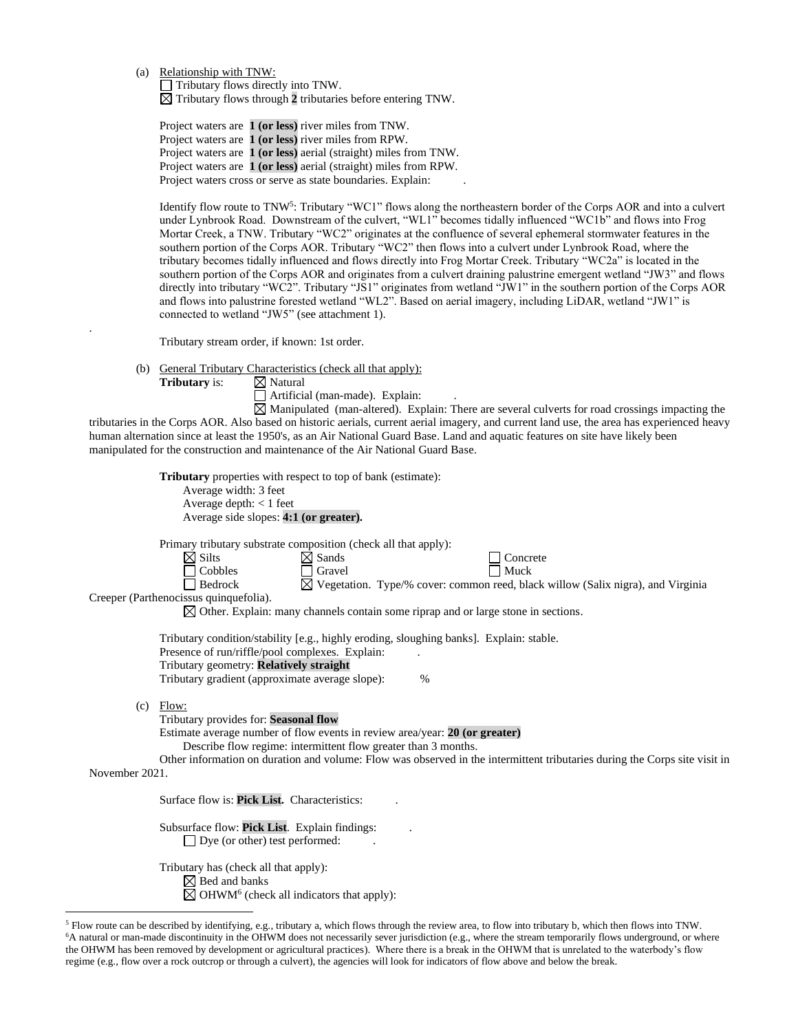(a) Relationship with TNW:

☐ Tributary flows directly into TNW.
☒ Tributary flows through **2** tributaries before entering TNW.

Project waters are **1 (or less)** river miles from TNW.
Project waters are **1 (or less)** river miles from RPW.
Project waters are **1 (or less)** aerial (straight) miles from TNW.
Project waters are **1 (or less)** aerial (straight) miles from RPW.
Project waters cross or serve as state boundaries. Explain: .

Identify flow route to TNW[5]: Tributary "WC1" flows along the northeastern border of the Corps AOR and into a culvert under Lynbrook Road. Downstream of the culvert, "WL1" becomes tidally influenced "WC1b" and flows into Frog Mortar Creek, a TNW. Tributary "WC2" originates at the confluence of several ephemeral stormwater features in the southern portion of the Corps AOR. Tributary "WC2" then flows into a culvert under Lynbrook Road, where the tributary becomes tidally influenced and flows directly into Frog Mortar Creek. Tributary "WC2a" is located in the southern portion of the Corps AOR and originates from a culvert draining palustrine emergent wetland "JW3" and flows directly into tributary "WC2". Tributary "JS1" originates from wetland "JW1" in the southern portion of the Corps AOR and flows into palustrine forested wetland "WL2". Based on aerial imagery, including LiDAR, wetland "JW1" is connected to wetland "JW5" (see attachment 1).

.

Tributary stream order, if known: 1st order.

(b) General Tributary Characteristics (check all that apply):

**Tributary** is: ☒ Natural
☐ Artificial (man-made). Explain: .
☒ Manipulated (man-altered). Explain: There are several culverts for road crossings impacting the tributaries in the Corps AOR. Also based on historic aerials, current aerial imagery, and current land use, the area has experienced heavy human alternation since at least the 1950's, as an Air National Guard Base. Land and aquatic features on site have likely been manipulated for the construction and maintenance of the Air National Guard Base.

**Tributary** properties with respect to top of bank (estimate):
Average width: 3 feet
Average depth: < 1 feet
Average side slopes: **4:1 (or greater).**

Primary tributary substrate composition (check all that apply):

☒ Silts ☒ Sands ☐ Concrete
☐ Cobbles ☐ Gravel ☐ Muck
☐ Bedrock ☒ Vegetation. Type/% cover: common reed, black willow (Salix nigra), and Virginia Creeper (Parthenocissus quinquefolia).
☒ Other. Explain: many channels contain some riprap and or large stone in sections.

Tributary condition/stability [e.g., highly eroding, sloughing banks]. Explain: stable.
Presence of run/riffle/pool complexes. Explain: .
Tributary geometry: **Relatively straight**
Tributary gradient (approximate average slope): %

(c) Flow:

Tributary provides for: **Seasonal flow**
Estimate average number of flow events in review area/year: **20 (or greater)**
Describe flow regime: intermittent flow greater than 3 months.
Other information on duration and volume: Flow was observed in the intermittent tributaries during the Corps site visit in November 2021.

Surface flow is: **Pick List.** Characteristics: .

Subsurface flow: **Pick List**. Explain findings: .
☐ Dye (or other) test performed: .

Tributary has (check all that apply):
☒ Bed and banks
☒ OHWM[6] (check all indicators that apply):

---

[5] Flow route can be described by identifying, e.g., tributary a, which flows through the review area, to flow into tributary b, which then flows into TNW.
[6] A natural or man-made discontinuity in the OHWM does not necessarily sever jurisdiction (e.g., where the stream temporarily flows underground, or where the OHWM has been removed by development or agricultural practices). Where there is a break in the OHWM that is unrelated to the waterbody's flow regime (e.g., flow over a rock outcrop or through a culvert), the agencies will look for indicators of flow above and below the break.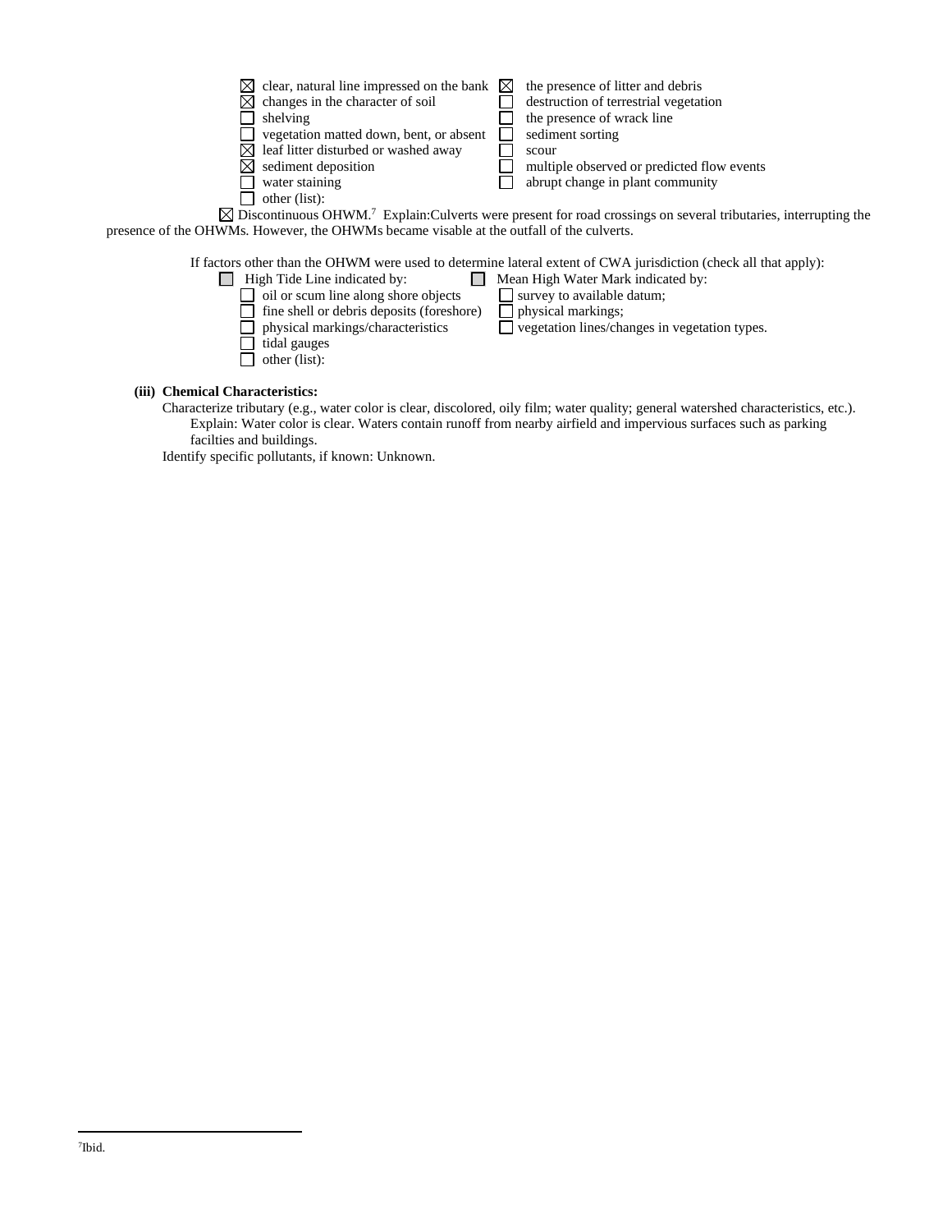- ☒ clear, natural line impressed on the bank
- ☒ changes in the character of soil
- ☐ shelving
- ☐ vegetation matted down, bent, or absent
- ☒ leaf litter disturbed or washed away
- ☒ sediment deposition
- ☐ water staining
- ☐ other (list):
- ☒ the presence of litter and debris
- ☐ destruction of terrestrial vegetation
- ☐ the presence of wrack line
- ☐ sediment sorting
- ☐ scour
- ☐ multiple observed or predicted flow events
- ☐ abrupt change in plant community

☒ Discontinuous OHWM.[7] Explain:Culverts were present for road crossings on several tributaries, interrupting the presence of the OHWMs. However, the OHWMs became visable at the outfall of the culverts.

If factors other than the OHWM were used to determine lateral extent of CWA jurisdiction (check all that apply):

☐ High Tide Line indicated by:
- ☐ oil or scum line along shore objects
- ☐ fine shell or debris deposits (foreshore)
- ☐ physical markings/characteristics
- ☐ tidal gauges
- ☐ other (list):

☐ Mean High Water Mark indicated by:
- ☐ survey to available datum;
- ☐ physical markings;
- ☐ vegetation lines/changes in vegetation types.

**(iii) Chemical Characteristics:**

Characterize tributary (e.g., water color is clear, discolored, oily film; water quality; general watershed characteristics, etc.).
Explain: Water color is clear. Waters contain runoff from nearby airfield and impervious surfaces such as parking facilties and buildings.

Identify specific pollutants, if known: Unknown.

---

[7]Ibid.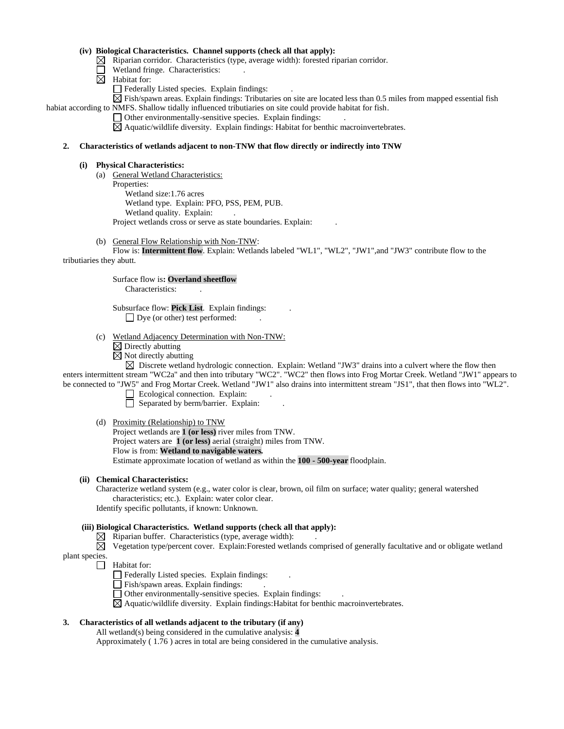**(iv) Biological Characteristics. Channel supports (check all that apply):**

- ☒ Riparian corridor. Characteristics (type, average width): forested riparian corridor.
- ☐ Wetland fringe. Characteristics: .
- ☒ Habitat for:
  - ☐ Federally Listed species. Explain findings: .
  - ☒ Fish/spawn areas. Explain findings: Tributaries on site are located less than 0.5 miles from mapped essential fish habiat according to NMFS. Shallow tidally influenced tributiaries on site could provide habitat for fish.
  - ☐ Other environmentally-sensitive species. Explain findings: .
  - ☒ Aquatic/wildlife diversity. Explain findings: Habitat for benthic macroinvertebrates.

**2. Characteristics of wetlands adjacent to non-TNW that flow directly or indirectly into TNW**

**(i) Physical Characteristics:**

(a) General Wetland Characteristics:

Properties:

Wetland size:1.76 acres

Wetland type. Explain: PFO, PSS, PEM, PUB.

Wetland quality. Explain: .

Project wetlands cross or serve as state boundaries. Explain: .

(b) General Flow Relationship with Non-TNW:

Flow is: **Intermittent flow**. Explain: Wetlands labeled "WL1", "WL2", "JW1",and "JW3" contribute flow to the tributiaries they abutt.

Surface flow is**: Overland sheetflow**

Characteristics: .

Subsurface flow: **Pick List**. Explain findings: .

☐ Dye (or other) test performed: .

(c) Wetland Adjacency Determination with Non-TNW:

☒ Directly abutting

☒ Not directly abutting

☒ Discrete wetland hydrologic connection. Explain: Wetland "JW3" drains into a culvert where the flow then enters intermittent stream "WC2a" and then into tributary "WC2". "WC2" then flows into Frog Mortar Creek. Wetland "JW1" appears to be connected to "JW5" and Frog Mortar Creek. Wetland "JW1" also drains into intermittent stream "JS1", that then flows into "WL2".

☐ Ecological connection. Explain: .

☐ Separated by berm/barrier. Explain: .

(d) Proximity (Relationship) to TNW

Project wetlands are **1 (or less)** river miles from TNW.

Project waters are **1 (or less)** aerial (straight) miles from TNW.

Flow is from: **Wetland to navigable waters.**

Estimate approximate location of wetland as within the **100 - 500-year** floodplain.

**(ii) Chemical Characteristics:**

Characterize wetland system (e.g., water color is clear, brown, oil film on surface; water quality; general watershed characteristics; etc.). Explain: water color clear.

Identify specific pollutants, if known: Unknown.

**(iii) Biological Characteristics. Wetland supports (check all that apply):**

- ☒ Riparian buffer. Characteristics (type, average width): .
- ☒ Vegetation type/percent cover. Explain:Forested wetlands comprised of generally facultative and or obligate wetland plant species.
- ☐ Habitat for:
  - ☐ Federally Listed species. Explain findings: .
  - ☐ Fish/spawn areas. Explain findings: .
  - ☐ Other environmentally-sensitive species. Explain findings: .
  - ☒ Aquatic/wildlife diversity. Explain findings:Habitat for benthic macroinvertebrates.

**3. Characteristics of all wetlands adjacent to the tributary (if any)**

All wetland(s) being considered in the cumulative analysis: **4**

Approximately ( 1.76 ) acres in total are being considered in the cumulative analysis.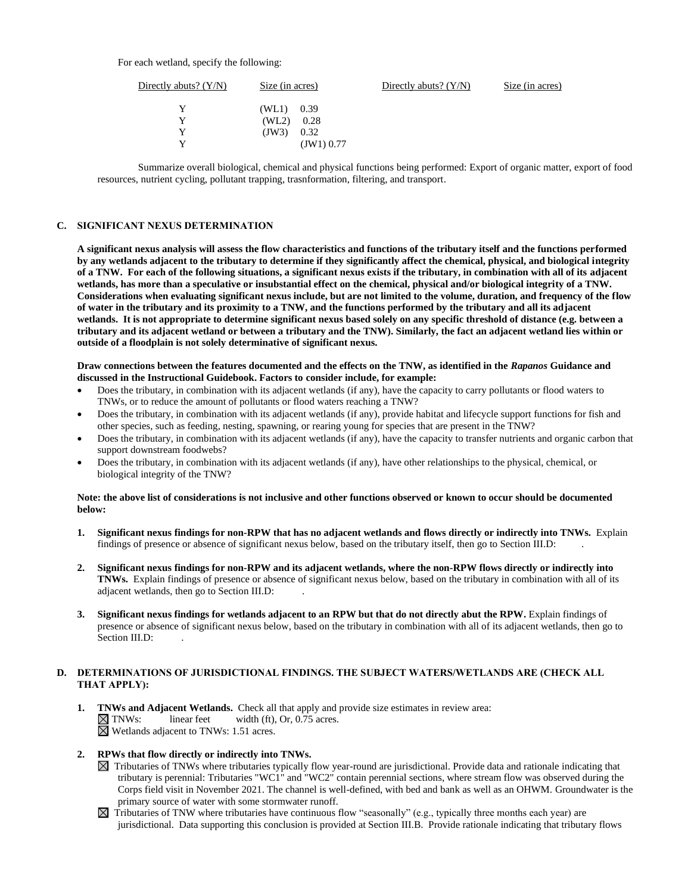For each wetland, specify the following:

| Directly abuts? (Y/N) | Size (in acres) | Directly abuts? (Y/N) | Size (in acres) |
|---|---|---|---|
| Y | (WL1) 0.39 | | |
| Y | (WL2) 0.28 | | |
| Y | (JW3) 0.32 | | |
| Y | (JW1) 0.77 | | |

Summarize overall biological, chemical and physical functions being performed: Export of organic matter, export of food resources, nutrient cycling, pollutant trapping, trasnformation, filtering, and transport.

## C. SIGNIFICANT NEXUS DETERMINATION

**A significant nexus analysis will assess the flow characteristics and functions of the tributary itself and the functions performed by any wetlands adjacent to the tributary to determine if they significantly affect the chemical, physical, and biological integrity of a TNW. For each of the following situations, a significant nexus exists if the tributary, in combination with all of its adjacent wetlands, has more than a speculative or insubstantial effect on the chemical, physical and/or biological integrity of a TNW. Considerations when evaluating significant nexus include, but are not limited to the volume, duration, and frequency of the flow of water in the tributary and its proximity to a TNW, and the functions performed by the tributary and all its adjacent wetlands. It is not appropriate to determine significant nexus based solely on any specific threshold of distance (e.g. between a tributary and its adjacent wetland or between a tributary and the TNW). Similarly, the fact an adjacent wetland lies within or outside of a floodplain is not solely determinative of significant nexus.**

**Draw connections between the features documented and the effects on the TNW, as identified in the *Rapanos* Guidance and discussed in the Instructional Guidebook. Factors to consider include, for example:**

- Does the tributary, in combination with its adjacent wetlands (if any), have the capacity to carry pollutants or flood waters to TNWs, or to reduce the amount of pollutants or flood waters reaching a TNW?
- Does the tributary, in combination with its adjacent wetlands (if any), provide habitat and lifecycle support functions for fish and other species, such as feeding, nesting, spawning, or rearing young for species that are present in the TNW?
- Does the tributary, in combination with its adjacent wetlands (if any), have the capacity to transfer nutrients and organic carbon that support downstream foodwebs?
- Does the tributary, in combination with its adjacent wetlands (if any), have other relationships to the physical, chemical, or biological integrity of the TNW?

**Note: the above list of considerations is not inclusive and other functions observed or known to occur should be documented below:**

1. **Significant nexus findings for non-RPW that has no adjacent wetlands and flows directly or indirectly into TNWs.** Explain findings of presence or absence of significant nexus below, based on the tributary itself, then go to Section III.D: .

2. **Significant nexus findings for non-RPW and its adjacent wetlands, where the non-RPW flows directly or indirectly into TNWs.** Explain findings of presence or absence of significant nexus below, based on the tributary in combination with all of its adjacent wetlands, then go to Section III.D: .

3. **Significant nexus findings for wetlands adjacent to an RPW but that do not directly abut the RPW.** Explain findings of presence or absence of significant nexus below, based on the tributary in combination with all of its adjacent wetlands, then go to Section III.D: .

## D. DETERMINATIONS OF JURISDICTIONAL FINDINGS. THE SUBJECT WATERS/WETLANDS ARE (CHECK ALL THAT APPLY):

1. **TNWs and Adjacent Wetlands.** Check all that apply and provide size estimates in review area:
   ☒ TNWs: linear feet width (ft), Or, 0.75 acres.
   ☒ Wetlands adjacent to TNWs: 1.51 acres.

2. **RPWs that flow directly or indirectly into TNWs.**
   ☒ Tributaries of TNWs where tributaries typically flow year-round are jurisdictional. Provide data and rationale indicating that tributary is perennial: Tributaries "WC1" and "WC2" contain perennial sections, where stream flow was observed during the Corps field visit in November 2021. The channel is well-defined, with bed and bank as well as an OHWM. Groundwater is the primary source of water with some stormwater runoff.
   ☒ Tributaries of TNW where tributaries have continuous flow "seasonally" (e.g., typically three months each year) are jurisdictional. Data supporting this conclusion is provided at Section III.B. Provide rationale indicating that tributary flows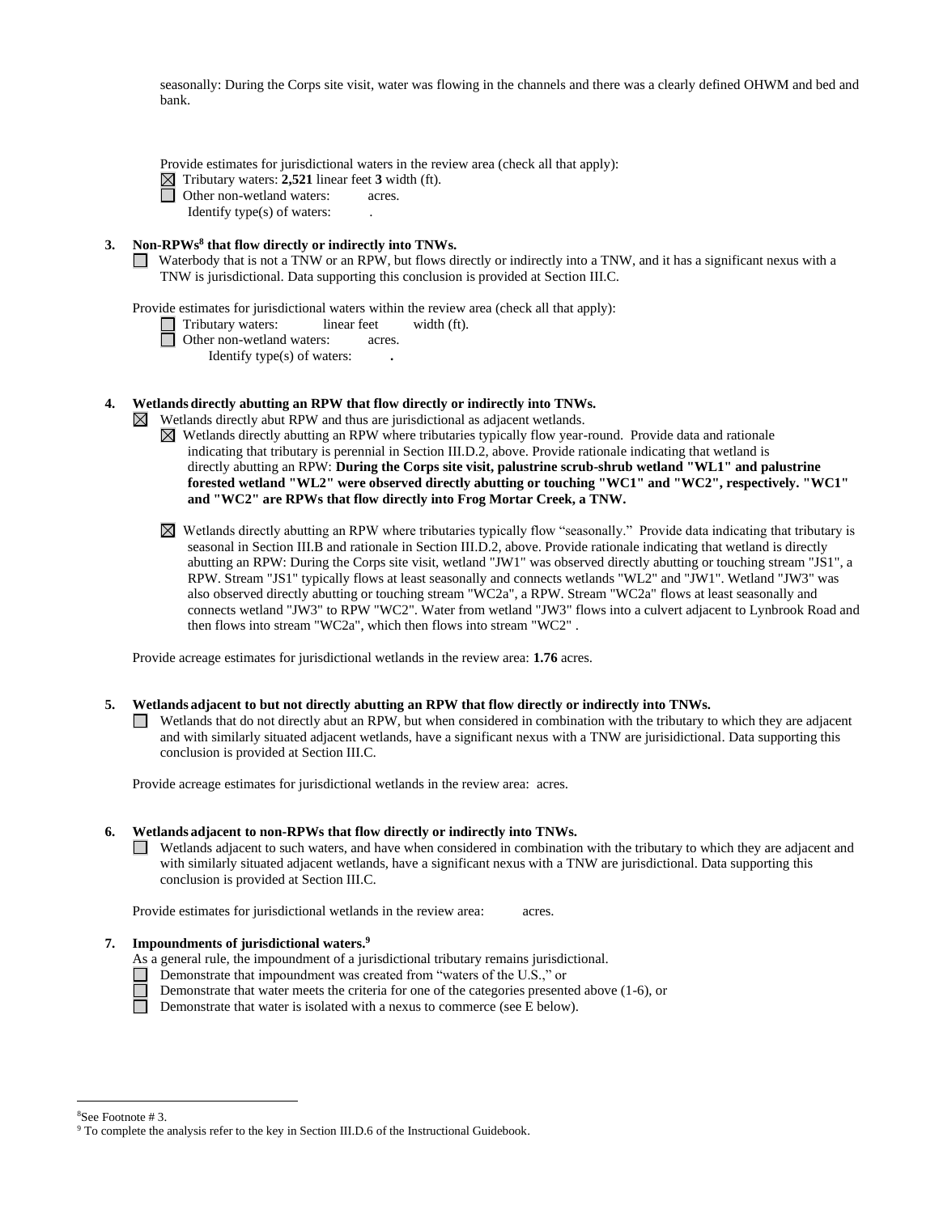seasonally: During the Corps site visit, water was flowing in the channels and there was a clearly defined OHWM and bed and bank.

Provide estimates for jurisdictional waters in the review area (check all that apply):

☒ Tributary waters: **2,521** linear feet **3** width (ft).
☐ Other non-wetland waters: acres.
Identify type(s) of waters: .

**3. Non-RPWs[8] that flow directly or indirectly into TNWs.**

☐ Waterbody that is not a TNW or an RPW, but flows directly or indirectly into a TNW, and it has a significant nexus with a TNW is jurisdictional. Data supporting this conclusion is provided at Section III.C.

Provide estimates for jurisdictional waters within the review area (check all that apply):

☐ Tributary waters: linear feet width (ft).
☐ Other non-wetland waters: acres.
Identify type(s) of waters: **.**

**4. Wetlands directly abutting an RPW that flow directly or indirectly into TNWs.**

☒ Wetlands directly abut RPW and thus are jurisdictional as adjacent wetlands.

☒ Wetlands directly abutting an RPW where tributaries typically flow year-round. Provide data and rationale indicating that tributary is perennial in Section III.D.2, above. Provide rationale indicating that wetland is directly abutting an RPW: **During the Corps site visit, palustrine scrub-shrub wetland "WL1" and palustrine forested wetland "WL2" were observed directly abutting or touching "WC1" and "WC2", respectively. "WC1" and "WC2" are RPWs that flow directly into Frog Mortar Creek, a TNW.**

☒ Wetlands directly abutting an RPW where tributaries typically flow "seasonally." Provide data indicating that tributary is seasonal in Section III.B and rationale in Section III.D.2, above. Provide rationale indicating that wetland is directly abutting an RPW: During the Corps site visit, wetland "JW1" was observed directly abutting or touching stream "JS1", a RPW. Stream "JS1" typically flows at least seasonally and connects wetlands "WL2" and "JW1". Wetland "JW3" was also observed directly abutting or touching stream "WC2a", a RPW. Stream "WC2a" flows at least seasonally and connects wetland "JW3" to RPW "WC2". Water from wetland "JW3" flows into a culvert adjacent to Lynbrook Road and then flows into stream "WC2a", which then flows into stream "WC2" .

Provide acreage estimates for jurisdictional wetlands in the review area: **1.76** acres.

**5. Wetlands adjacent to but not directly abutting an RPW that flow directly or indirectly into TNWs.**

☐ Wetlands that do not directly abut an RPW, but when considered in combination with the tributary to which they are adjacent and with similarly situated adjacent wetlands, have a significant nexus with a TNW are jurisidictional. Data supporting this conclusion is provided at Section III.C.

Provide acreage estimates for jurisdictional wetlands in the review area: acres.

**6. Wetlands adjacent to non-RPWs that flow directly or indirectly into TNWs.**

☐ Wetlands adjacent to such waters, and have when considered in combination with the tributary to which they are adjacent and with similarly situated adjacent wetlands, have a significant nexus with a TNW are jurisdictional. Data supporting this conclusion is provided at Section III.C.

Provide estimates for jurisdictional wetlands in the review area: acres.

**7. Impoundments of jurisdictional waters.[9]**

As a general rule, the impoundment of a jurisdictional tributary remains jurisdictional.

☐ Demonstrate that impoundment was created from "waters of the U.S.," or
☐ Demonstrate that water meets the criteria for one of the categories presented above (1-6), or
☐ Demonstrate that water is isolated with a nexus to commerce (see E below).

---

[8] See Footnote # 3.
[9] To complete the analysis refer to the key in Section III.D.6 of the Instructional Guidebook.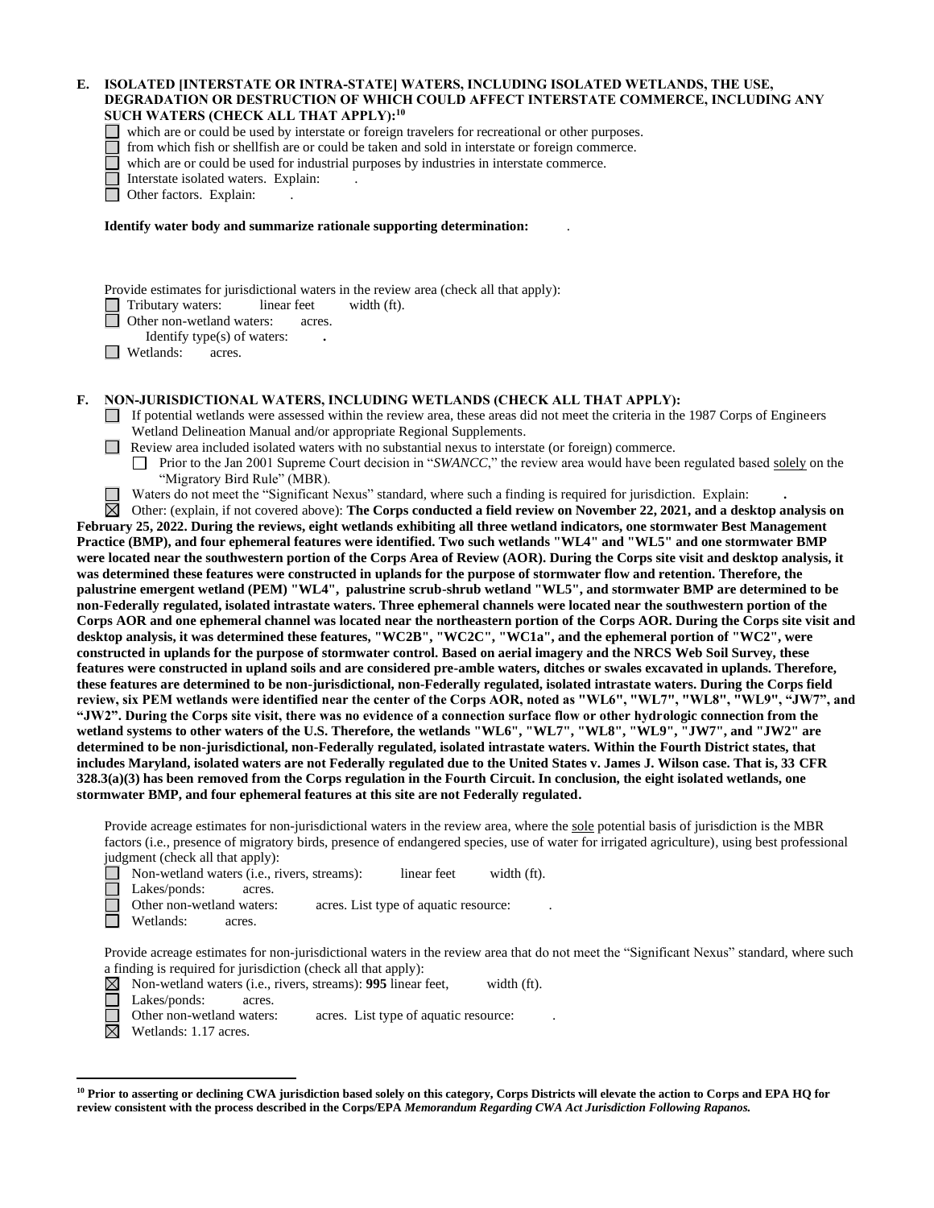**E. ISOLATED [INTERSTATE OR INTRA-STATE] WATERS, INCLUDING ISOLATED WETLANDS, THE USE, DEGRADATION OR DESTRUCTION OF WHICH COULD AFFECT INTERSTATE COMMERCE, INCLUDING ANY SUCH WATERS (CHECK ALL THAT APPLY):[10]**

- ☐ which are or could be used by interstate or foreign travelers for recreational or other purposes.
- ☐ from which fish or shellfish are or could be taken and sold in interstate or foreign commerce.
- ☐ which are or could be used for industrial purposes by industries in interstate commerce.
- ☐ Interstate isolated waters. Explain: .
- ☐ Other factors. Explain: .

**Identify water body and summarize rationale supporting determination:** .

Provide estimates for jurisdictional waters in the review area (check all that apply):

- ☐ Tributary waters: linear feet width (ft).
- ☐ Other non-wetland waters: acres.
  - Identify type(s) of waters: **.**
- ☐ Wetlands: acres.

**F. NON-JURISDICTIONAL WATERS, INCLUDING WETLANDS (CHECK ALL THAT APPLY):**

- ☐ If potential wetlands were assessed within the review area, these areas did not meet the criteria in the 1987 Corps of Engineers Wetland Delineation Manual and/or appropriate Regional Supplements.
- ☐ Review area included isolated waters with no substantial nexus to interstate (or foreign) commerce.
  - ☐ Prior to the Jan 2001 Supreme Court decision in "*SWANCC*," the review area would have been regulated based solely on the "Migratory Bird Rule" (MBR).
- ☐ Waters do not meet the "Significant Nexus" standard, where such a finding is required for jurisdiction. Explain: **.**
- ☒ Other: (explain, if not covered above): **The Corps conducted a field review on November 22, 2021, and a desktop analysis on February 25, 2022. During the reviews, eight wetlands exhibiting all three wetland indicators, one stormwater Best Management Practice (BMP), and four ephemeral features were identified. Two such wetlands "WL4" and "WL5" and one stormwater BMP were located near the southwestern portion of the Corps Area of Review (AOR). During the Corps site visit and desktop analysis, it was determined these features were constructed in uplands for the purpose of stormwater flow and retention. Therefore, the palustrine emergent wetland (PEM) "WL4", palustrine scrub-shrub wetland "WL5", and stormwater BMP are determined to be non-Federally regulated, isolated intrastate waters. Three ephemeral channels were located near the southwestern portion of the Corps AOR and one ephemeral channel was located near the northeastern portion of the Corps AOR. During the Corps site visit and desktop analysis, it was determined these features, "WC2B", "WC2C", "WC1a", and the ephemeral portion of "WC2", were constructed in uplands for the purpose of stormwater control. Based on aerial imagery and the NRCS Web Soil Survey, these features were constructed in upland soils and are considered pre-amble waters, ditches or swales excavated in uplands. Therefore, these features are determined to be non-jurisdictional, non-Federally regulated, isolated intrastate waters. During the Corps field review, six PEM wetlands were identified near the center of the Corps AOR, noted as "WL6", "WL7", "WL8", "WL9", "JW7", and "JW2". During the Corps site visit, there was no evidence of a connection surface flow or other hydrologic connection from the wetland systems to other waters of the U.S. Therefore, the wetlands "WL6", "WL7", "WL8", "WL9", "JW7", and "JW2" are determined to be non-jurisdictional, non-Federally regulated, isolated intrastate waters. Within the Fourth District states, that includes Maryland, isolated waters are not Federally regulated due to the United States v. James J. Wilson case. That is, 33 CFR 328.3(a)(3) has been removed from the Corps regulation in the Fourth Circuit. In conclusion, the eight isolated wetlands, one stormwater BMP, and four ephemeral features at this site are not Federally regulated.**

Provide acreage estimates for non-jurisdictional waters in the review area, where the sole potential basis of jurisdiction is the MBR factors (i.e., presence of migratory birds, presence of endangered species, use of water for irrigated agriculture), using best professional judgment (check all that apply):

- ☐ Non-wetland waters (i.e., rivers, streams): linear feet width (ft).
- ☐ Lakes/ponds: acres.
- ☐ Other non-wetland waters: acres. List type of aquatic resource: .
- ☐ Wetlands: acres.

Provide acreage estimates for non-jurisdictional waters in the review area that do not meet the "Significant Nexus" standard, where such a finding is required for jurisdiction (check all that apply):

- ☒ Non-wetland waters (i.e., rivers, streams): **995** linear feet, width (ft).
- ☐ Lakes/ponds: acres.
- ☐ Other non-wetland waters: acres. List type of aquatic resource: .
- ☒ Wetlands: 1.17 acres.

---

[10] **Prior to asserting or declining CWA jurisdiction based solely on this category, Corps Districts will elevate the action to Corps and EPA HQ for review consistent with the process described in the Corps/EPA *Memorandum Regarding CWA Act Jurisdiction Following Rapanos.***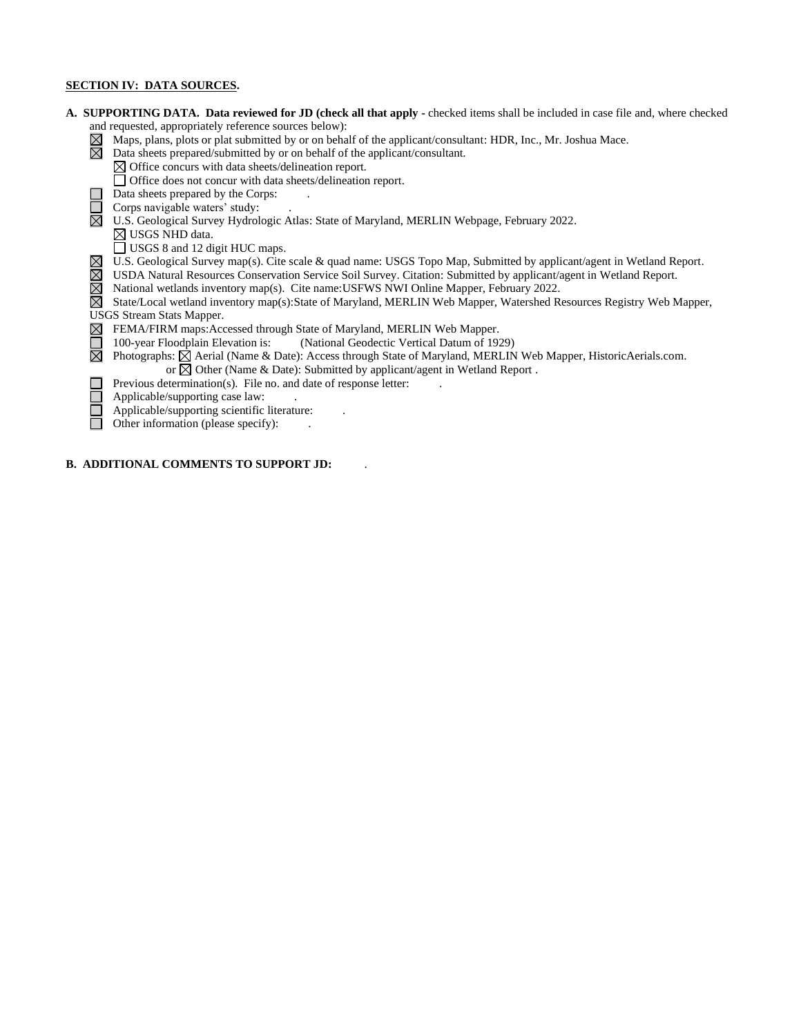**SECTION IV: DATA SOURCES.**

**A. SUPPORTING DATA. Data reviewed for JD (check all that apply** - checked items shall be included in case file and, where checked and requested, appropriately reference sources below):

- ☒ Maps, plans, plots or plat submitted by or on behalf of the applicant/consultant: HDR, Inc., Mr. Joshua Mace.
- ☒ Data sheets prepared/submitted by or on behalf of the applicant/consultant.
  - ☒ Office concurs with data sheets/delineation report.
  - ☐ Office does not concur with data sheets/delineation report.
- ☐ Data sheets prepared by the Corps: .
- ☐ Corps navigable waters' study: .
- ☒ U.S. Geological Survey Hydrologic Atlas: State of Maryland, MERLIN Webpage, February 2022.
  - ☒ USGS NHD data.
  - ☐ USGS 8 and 12 digit HUC maps.
- ☒ U.S. Geological Survey map(s). Cite scale & quad name: USGS Topo Map, Submitted by applicant/agent in Wetland Report.
- ☒ USDA Natural Resources Conservation Service Soil Survey. Citation: Submitted by applicant/agent in Wetland Report.
- ☒ National wetlands inventory map(s). Cite name:USFWS NWI Online Mapper, February 2022.
- ☒ State/Local wetland inventory map(s):State of Maryland, MERLIN Web Mapper, Watershed Resources Registry Web Mapper, USGS Stream Stats Mapper.
- ☒ FEMA/FIRM maps:Accessed through State of Maryland, MERLIN Web Mapper.
- ☐ 100-year Floodplain Elevation is: (National Geodectic Vertical Datum of 1929)
- ☒ Photographs: ☒ Aerial (Name & Date): Access through State of Maryland, MERLIN Web Mapper, HistoricAerials.com.
  or ☒ Other (Name & Date): Submitted by applicant/agent in Wetland Report .
- ☐ Previous determination(s). File no. and date of response letter: .
- ☐ Applicable/supporting case law: .
- ☐ Applicable/supporting scientific literature: .
- ☐ Other information (please specify): .

**B. ADDITIONAL COMMENTS TO SUPPORT JD:** .